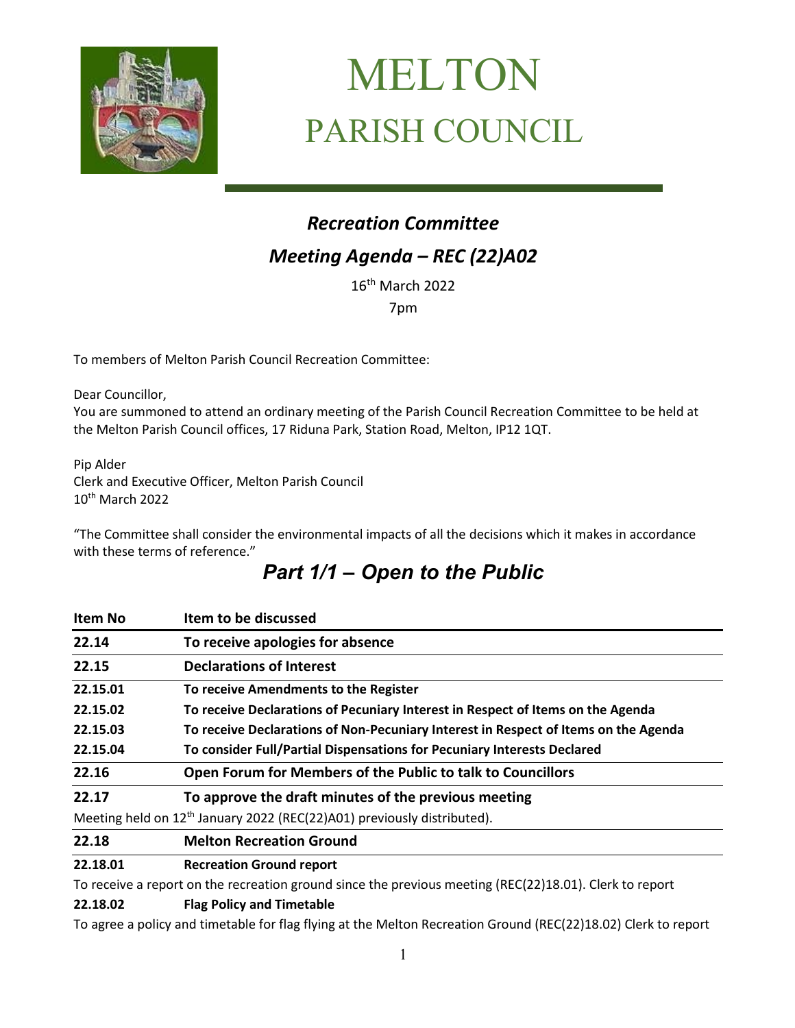# MELTON
# PARISH COUNCIL

## *Recreation Committee*

## *Meeting Agenda – REC (22)A02*

16th March 2022

7pm

To members of Melton Parish Council Recreation Committee:

Dear Councillor,
You are summoned to attend an ordinary meeting of the Parish Council Recreation Committee to be held at the Melton Parish Council offices, 17 Riduna Park, Station Road, Melton, IP12 1QT.

Pip Alder
Clerk and Executive Officer, Melton Parish Council
10th March 2022

"The Committee shall consider the environmental impacts of all the decisions which it makes in accordance with these terms of reference."

## *Part 1/1 – Open to the Public*

| Item No | Item to be discussed |
|---|---|
| **22.14** | **To receive apologies for absence** |
| **22.15** | **Declarations of Interest** |
| **22.15.01** | **To receive Amendments to the Register** |
| **22.15.02** | **To receive Declarations of Pecuniary Interest in Respect of Items on the Agenda** |
| **22.15.03** | **To receive Declarations of Non-Pecuniary Interest in Respect of Items on the Agenda** |
| **22.15.04** | **To consider Full/Partial Dispensations for Pecuniary Interests Declared** |
| **22.16** | **Open Forum for Members of the Public to talk to Councillors** |
| **22.17** | **To approve the draft minutes of the previous meeting** |
| Meeting held on 12th January 2022 (REC(22)A01) previously distributed). | |
| **22.18** | **Melton Recreation Ground** |
| **22.18.01** | **Recreation Ground report** |
| To receive a report on the recreation ground since the previous meeting (REC(22)18.01). Clerk to report | |
| **22.18.02** | **Flag Policy and Timetable** |
| To agree a policy and timetable for flag flying at the Melton Recreation Ground (REC(22)18.02) Clerk to report | |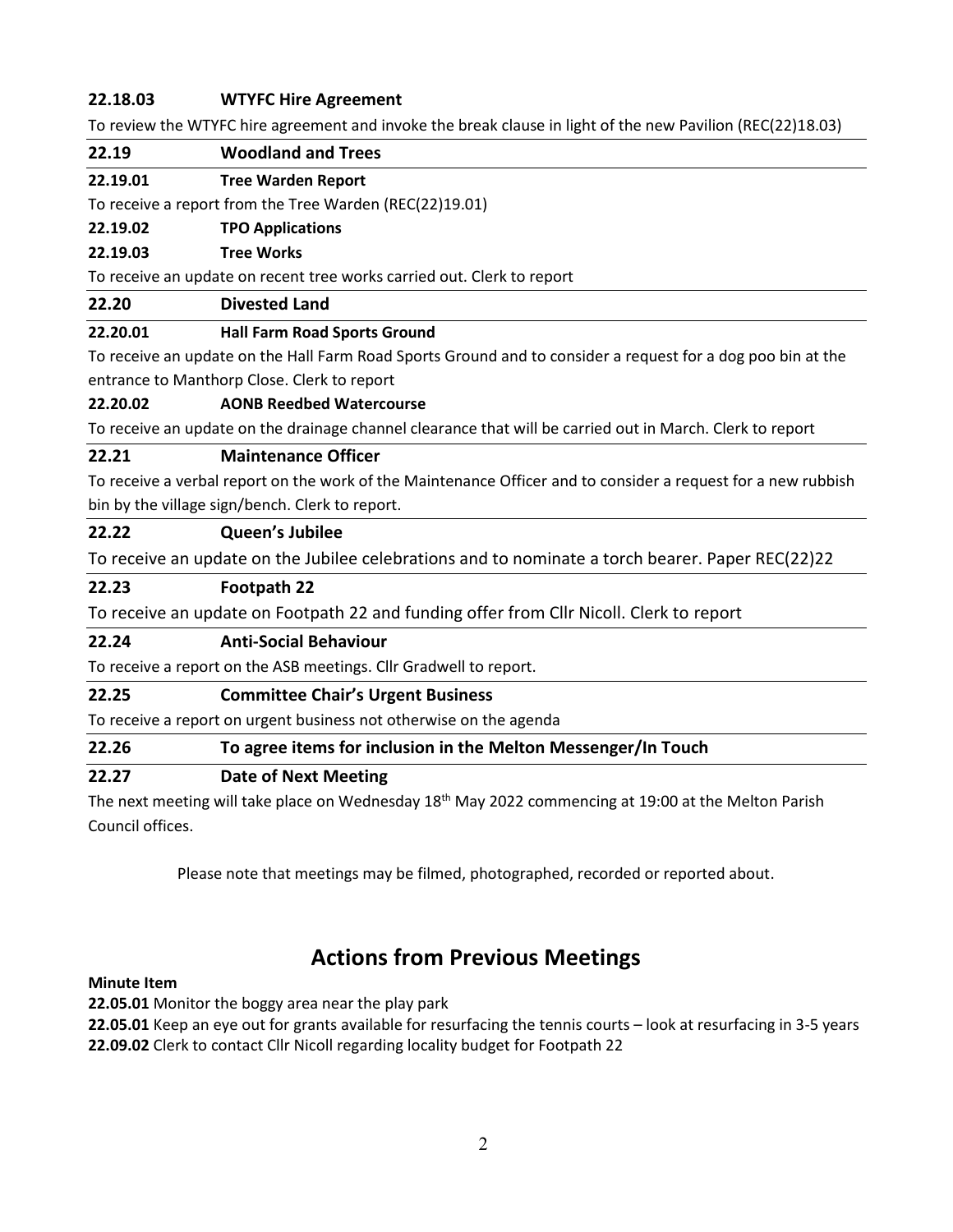**22.18.03 WTYFC Hire Agreement**

To review the WTYFC hire agreement and invoke the break clause in light of the new Pavilion (REC(22)18.03)

## 22.19 Woodland and Trees

**22.19.01 Tree Warden Report**

To receive a report from the Tree Warden (REC(22)19.01)

**22.19.02 TPO Applications**

**22.19.03 Tree Works**

To receive an update on recent tree works carried out. Clerk to report

## 22.20 Divested Land

**22.20.01 Hall Farm Road Sports Ground**

To receive an update on the Hall Farm Road Sports Ground and to consider a request for a dog poo bin at the entrance to Manthorp Close. Clerk to report

**22.20.02 AONB Reedbed Watercourse**

To receive an update on the drainage channel clearance that will be carried out in March. Clerk to report

## 22.21 Maintenance Officer

To receive a verbal report on the work of the Maintenance Officer and to consider a request for a new rubbish bin by the village sign/bench. Clerk to report.

## 22.22 Queen's Jubilee

To receive an update on the Jubilee celebrations and to nominate a torch bearer. Paper REC(22)22

## 22.23 Footpath 22

To receive an update on Footpath 22 and funding offer from Cllr Nicoll. Clerk to report

## 22.24 Anti-Social Behaviour

To receive a report on the ASB meetings. Cllr Gradwell to report.

## 22.25 Committee Chair's Urgent Business

To receive a report on urgent business not otherwise on the agenda

## 22.26 To agree items for inclusion in the Melton Messenger/In Touch

## 22.27 Date of Next Meeting

The next meeting will take place on Wednesday 18th May 2022 commencing at 19:00 at the Melton Parish Council offices.

Please note that meetings may be filmed, photographed, recorded or reported about.

# Actions from Previous Meetings

**Minute Item**

**22.05.01** Monitor the boggy area near the play park

**22.05.01** Keep an eye out for grants available for resurfacing the tennis courts – look at resurfacing in 3-5 years

**22.09.02** Clerk to contact Cllr Nicoll regarding locality budget for Footpath 22